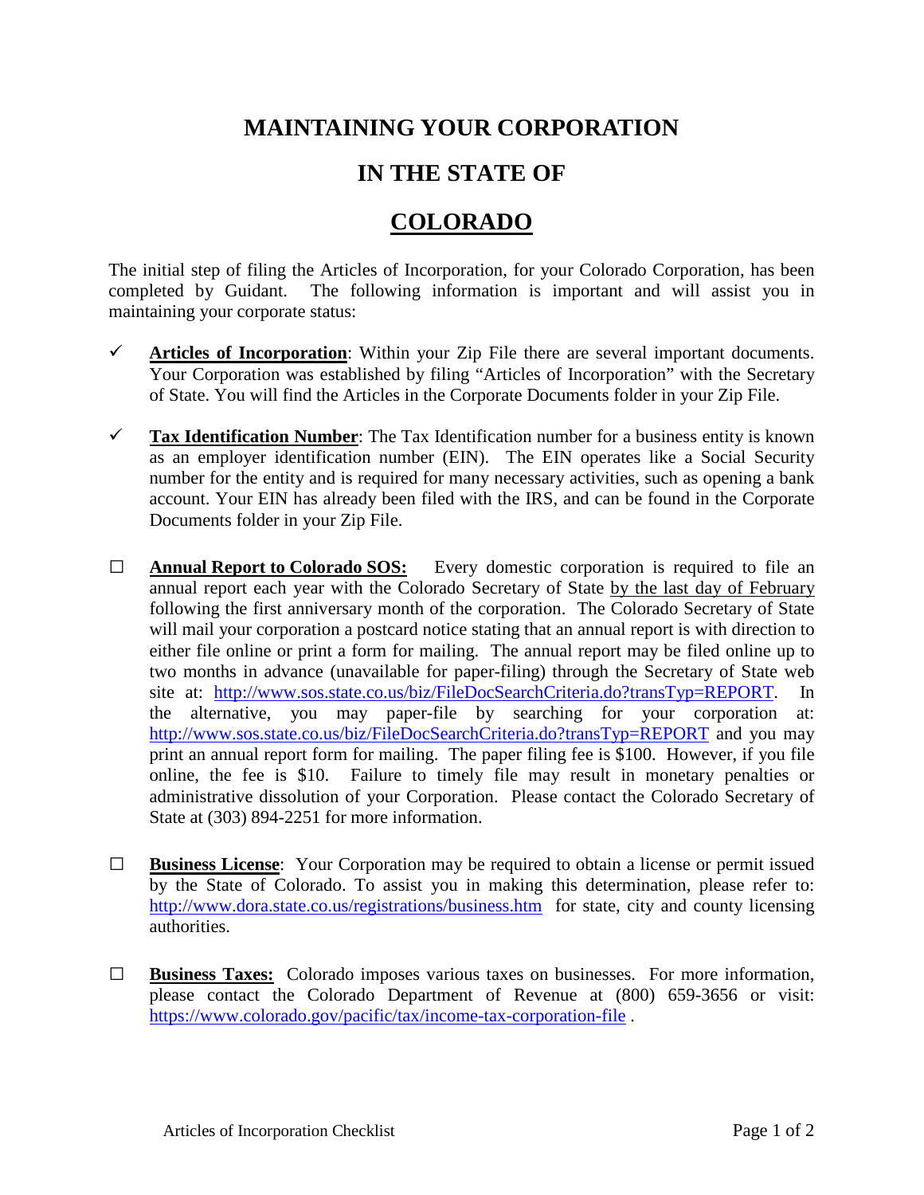# MAINTAINING YOUR CORPORATION

# IN THE STATE OF

# COLORADO

The initial step of filing the Articles of Incorporation, for your Colorado Corporation, has been completed by Guidant. The following information is important and will assist you in maintaining your corporate status:

- ✓ **Articles of Incorporation**: Within your Zip File there are several important documents. Your Corporation was established by filing "Articles of Incorporation" with the Secretary of State. You will find the Articles in the Corporate Documents folder in your Zip File.

- ✓ **Tax Identification Number**: The Tax Identification number for a business entity is known as an employer identification number (EIN). The EIN operates like a Social Security number for the entity and is required for many necessary activities, such as opening a bank account. Your EIN has already been filed with the IRS, and can be found in the Corporate Documents folder in your Zip File.

- ☐ **Annual Report to Colorado SOS:** Every domestic corporation is required to file an annual report each year with the Colorado Secretary of State by the last day of February following the first anniversary month of the corporation. The Colorado Secretary of State will mail your corporation a postcard notice stating that an annual report is with direction to either file online or print a form for mailing. The annual report may be filed online up to two months in advance (unavailable for paper-filing) through the Secretary of State web site at: http://www.sos.state.co.us/biz/FileDocSearchCriteria.do?transTyp=REPORT. In the alternative, you may paper-file by searching for your corporation at: http://www.sos.state.co.us/biz/FileDocSearchCriteria.do?transTyp=REPORT and you may print an annual report form for mailing. The paper filing fee is $100. However, if you file online, the fee is $10. Failure to timely file may result in monetary penalties or administrative dissolution of your Corporation. Please contact the Colorado Secretary of State at (303) 894-2251 for more information.

- ☐ **Business License**: Your Corporation may be required to obtain a license or permit issued by the State of Colorado. To assist you in making this determination, please refer to: http://www.dora.state.co.us/registrations/business.htm for state, city and county licensing authorities.

- ☐ **Business Taxes:** Colorado imposes various taxes on businesses. For more information, please contact the Colorado Department of Revenue at (800) 659-3656 or visit: https://www.colorado.gov/pacific/tax/income-tax-corporation-file .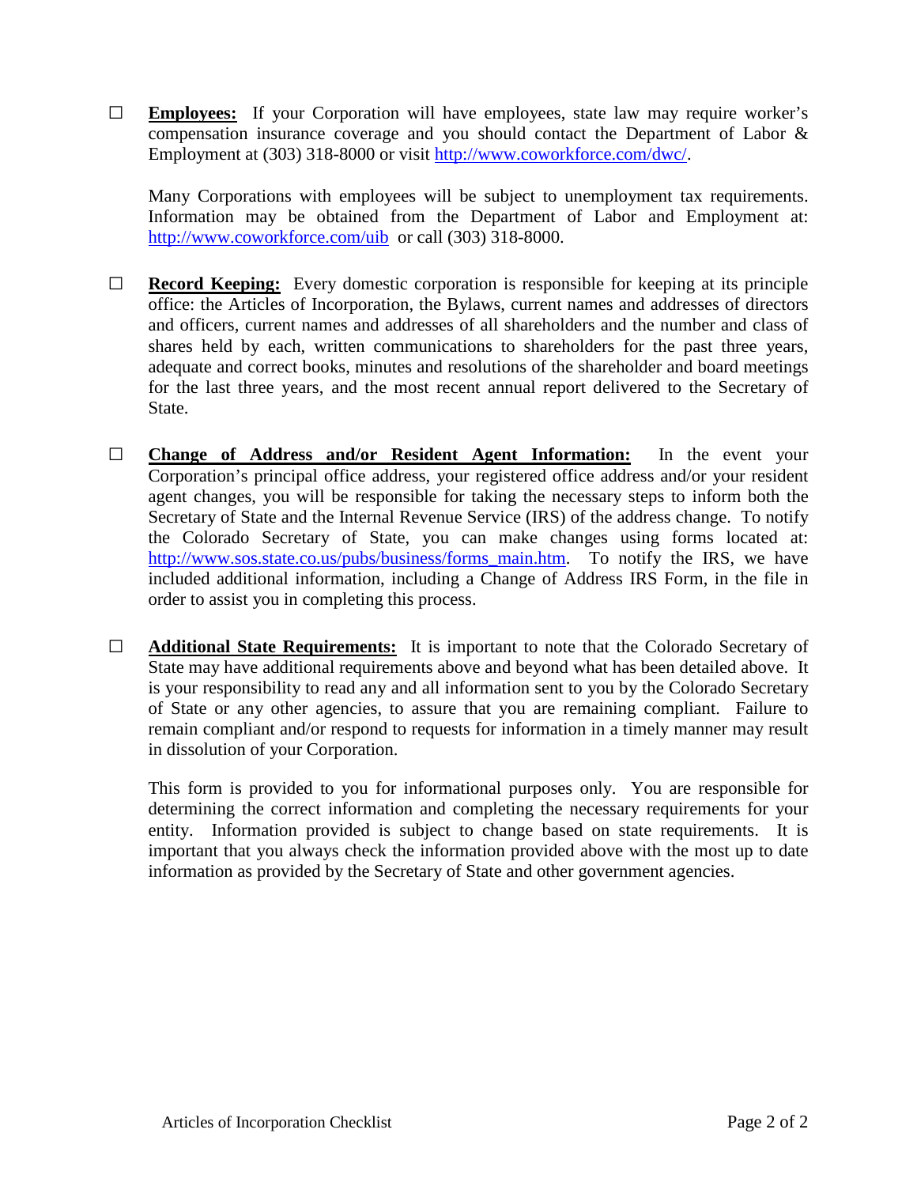☐ **Employees:** If your Corporation will have employees, state law may require worker's compensation insurance coverage and you should contact the Department of Labor & Employment at (303) 318-8000 or visit http://www.coworkforce.com/dwc/.

Many Corporations with employees will be subject to unemployment tax requirements. Information may be obtained from the Department of Labor and Employment at: http://www.coworkforce.com/uib or call (303) 318-8000.

☐ **Record Keeping:** Every domestic corporation is responsible for keeping at its principle office: the Articles of Incorporation, the Bylaws, current names and addresses of directors and officers, current names and addresses of all shareholders and the number and class of shares held by each, written communications to shareholders for the past three years, adequate and correct books, minutes and resolutions of the shareholder and board meetings for the last three years, and the most recent annual report delivered to the Secretary of State.

☐ **Change of Address and/or Resident Agent Information:** In the event your Corporation's principal office address, your registered office address and/or your resident agent changes, you will be responsible for taking the necessary steps to inform both the Secretary of State and the Internal Revenue Service (IRS) of the address change. To notify the Colorado Secretary of State, you can make changes using forms located at: http://www.sos.state.co.us/pubs/business/forms_main.htm. To notify the IRS, we have included additional information, including a Change of Address IRS Form, in the file in order to assist you in completing this process.

☐ **Additional State Requirements:** It is important to note that the Colorado Secretary of State may have additional requirements above and beyond what has been detailed above. It is your responsibility to read any and all information sent to you by the Colorado Secretary of State or any other agencies, to assure that you are remaining compliant. Failure to remain compliant and/or respond to requests for information in a timely manner may result in dissolution of your Corporation.

This form is provided to you for informational purposes only. You are responsible for determining the correct information and completing the necessary requirements for your entity. Information provided is subject to change based on state requirements. It is important that you always check the information provided above with the most up to date information as provided by the Secretary of State and other government agencies.